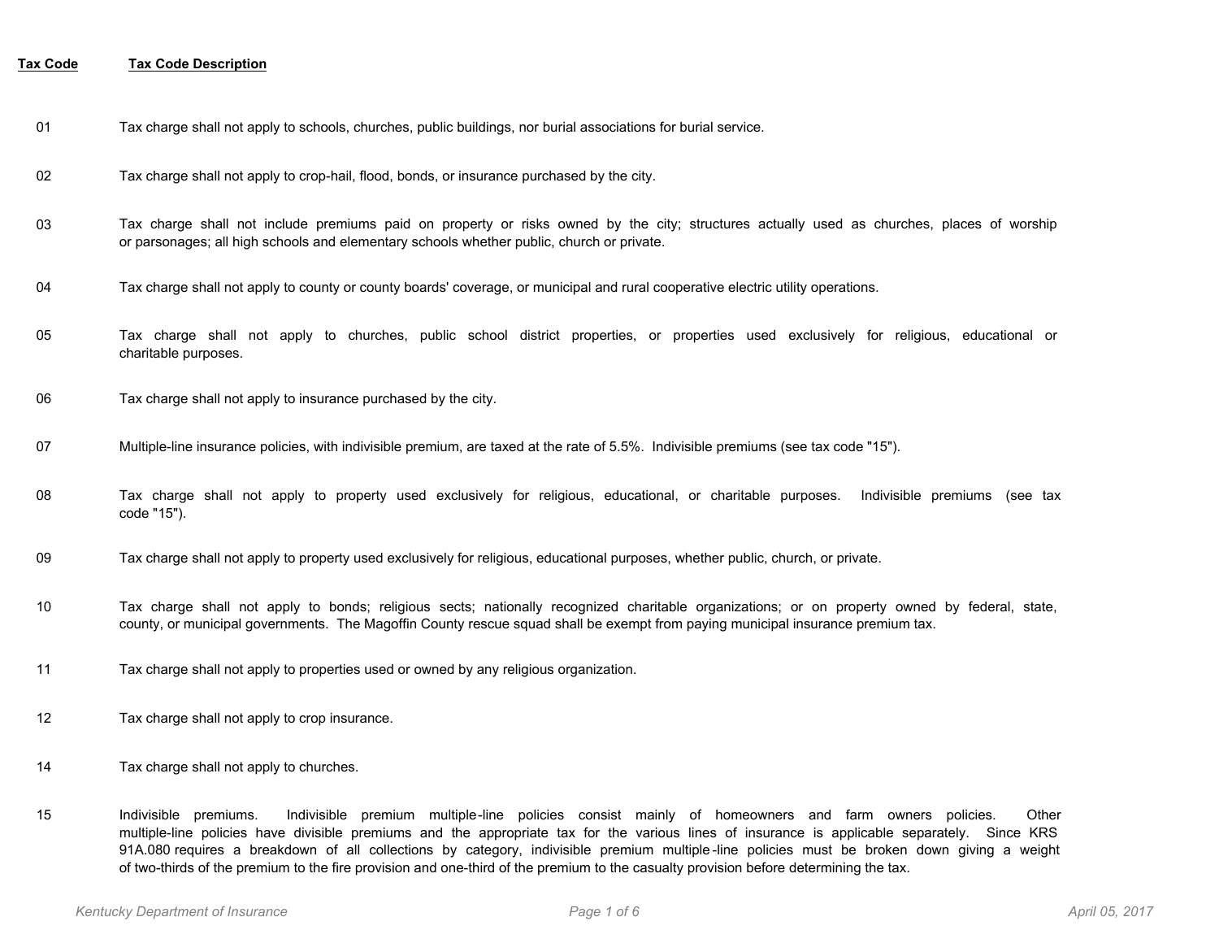| Tax Code | Tax Code Description |
|---|---|
| 01 | Tax charge shall not apply to schools, churches, public buildings, nor burial associations for burial service. |
| 02 | Tax charge shall not apply to crop-hail, flood, bonds, or insurance purchased by the city. |
| 03 | Tax charge shall not include premiums paid on property or risks owned by the city; structures actually used as churches, places of worship or parsonages; all high schools and elementary schools whether public, church or private. |
| 04 | Tax charge shall not apply to county or county boards' coverage, or municipal and rural cooperative electric utility operations. |
| 05 | Tax charge shall not apply to churches, public school district properties, or properties used exclusively for religious, educational or charitable purposes. |
| 06 | Tax charge shall not apply to insurance purchased by the city. |
| 07 | Multiple-line insurance policies, with indivisible premium, are taxed at the rate of 5.5%. Indivisible premiums (see tax code "15"). |
| 08 | Tax charge shall not apply to property used exclusively for religious, educational, or charitable purposes. Indivisible premiums (see tax code "15"). |
| 09 | Tax charge shall not apply to property used exclusively for religious, educational purposes, whether public, church, or private. |
| 10 | Tax charge shall not apply to bonds; religious sects; nationally recognized charitable organizations; or on property owned by federal, state, county, or municipal governments. The Magoffin County rescue squad shall be exempt from paying municipal insurance premium tax. |
| 11 | Tax charge shall not apply to properties used or owned by any religious organization. |
| 12 | Tax charge shall not apply to crop insurance. |
| 14 | Tax charge shall not apply to churches. |
| 15 | Indivisible premiums. Indivisible premium multiple-line policies consist mainly of homeowners and farm owners policies. Other multiple-line policies have divisible premiums and the appropriate tax for the various lines of insurance is applicable separately. Since KRS 91A.080 requires a breakdown of all collections by category, indivisible premium multiple-line policies must be broken down giving a weight of two-thirds of the premium to the fire provision and one-third of the premium to the casualty provision before determining the tax. |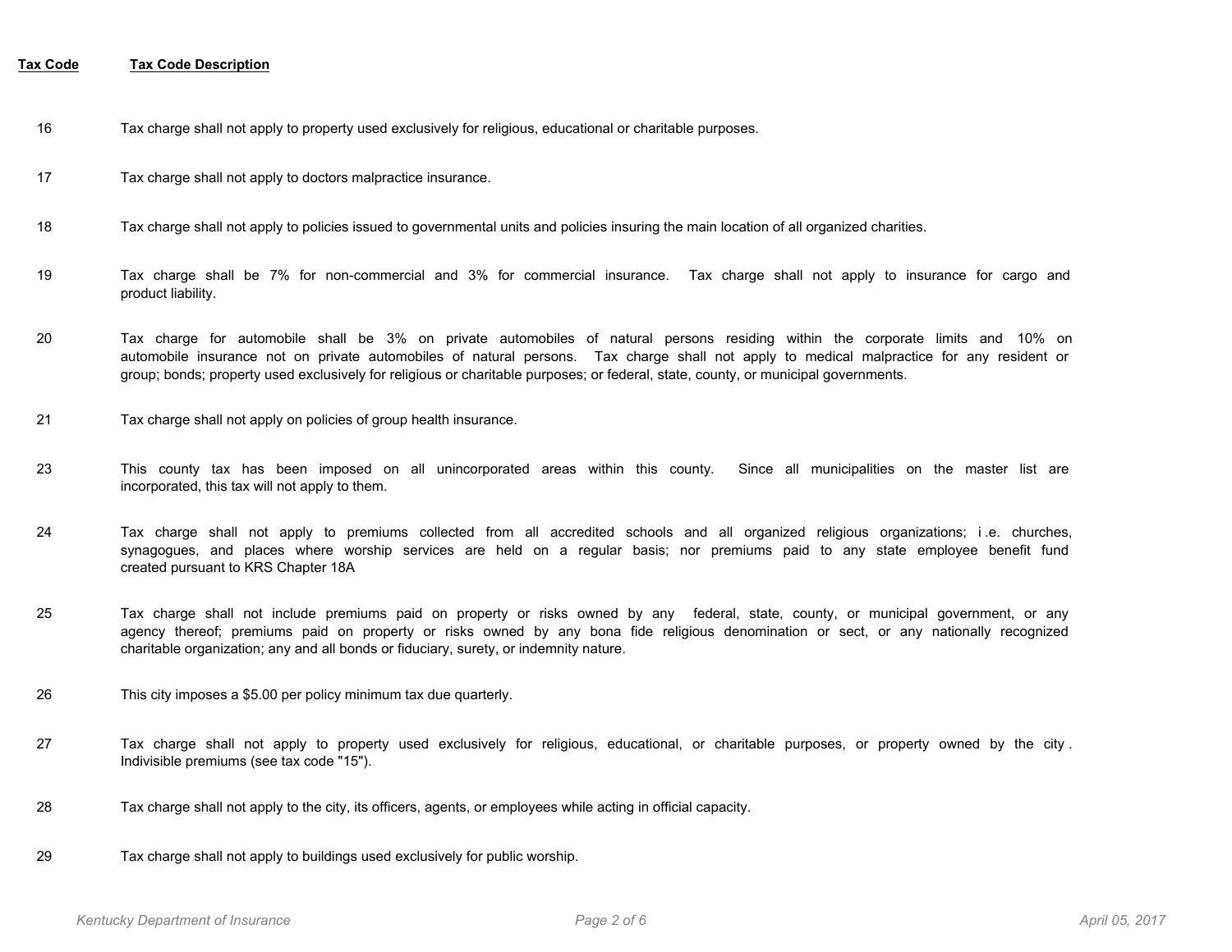| Tax Code | Tax Code Description |
| --- | --- |
| 16 | Tax charge shall not apply to property used exclusively for religious, educational or charitable purposes. |
| 17 | Tax charge shall not apply to doctors malpractice insurance. |
| 18 | Tax charge shall not apply to policies issued to governmental units and policies insuring the main location of all organized charities. |
| 19 | Tax charge shall be 7% for non-commercial and 3% for commercial insurance. Tax charge shall not apply to insurance for cargo and product liability. |
| 20 | Tax charge for automobile shall be 3% on private automobiles of natural persons residing within the corporate limits and 10% on automobile insurance not on private automobiles of natural persons. Tax charge shall not apply to medical malpractice for any resident or group; bonds; property used exclusively for religious or charitable purposes; or federal, state, county, or municipal governments. |
| 21 | Tax charge shall not apply on policies of group health insurance. |
| 23 | This county tax has been imposed on all unincorporated areas within this county. Since all municipalities on the master list are incorporated, this tax will not apply to them. |
| 24 | Tax charge shall not apply to premiums collected from all accredited schools and all organized religious organizations; i .e. churches, synagogues, and places where worship services are held on a regular basis; nor premiums paid to any state employee benefit fund created pursuant to KRS Chapter 18A |
| 25 | Tax charge shall not include premiums paid on property or risks owned by any federal, state, county, or municipal government, or any agency thereof; premiums paid on property or risks owned by any bona fide religious denomination or sect, or any nationally recognized charitable organization; any and all bonds or fiduciary, surety, or indemnity nature. |
| 26 | This city imposes a $5.00 per policy minimum tax due quarterly. |
| 27 | Tax charge shall not apply to property used exclusively for religious, educational, or charitable purposes, or property owned by the city . Indivisible premiums (see tax code "15"). |
| 28 | Tax charge shall not apply to the city, its officers, agents, or employees while acting in official capacity. |
| 29 | Tax charge shall not apply to buildings used exclusively for public worship. |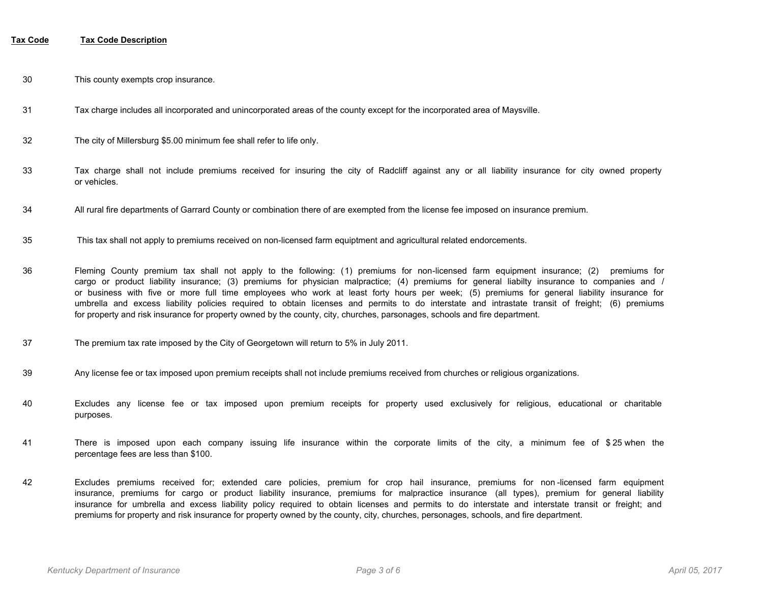| Tax Code | Tax Code Description |
|---|---|
| 30 | This county exempts crop insurance. |
| 31 | Tax charge includes all incorporated and unincorporated areas of the county except for the incorporated area of Maysville. |
| 32 | The city of Millersburg $5.00 minimum fee shall refer to life only. |
| 33 | Tax charge shall not include premiums received for insuring the city of Radcliff against any or all liability insurance for city owned property or vehicles. |
| 34 | All rural fire departments of Garrard County or combination there of are exempted from the license fee imposed on insurance premium. |
| 35 | This tax shall not apply to premiums received on non-licensed farm equiptment and agricultural related endorcements. |
| 36 | Fleming County premium tax shall not apply to the following: (1) premiums for non-licensed farm equipment insurance; (2) premiums for cargo or product liability insurance; (3) premiums for physician malpractice; (4) premiums for general liabilty insurance to companies and / or business with five or more full time employees who work at least forty hours per week; (5) premiums for general liability insurance for umbrella and excess liability policies required to obtain licenses and permits to do interstate and intrastate transit of freight; (6) premiums for property and risk insurance for property owned by the county, city, churches, parsonages, schools and fire department. |
| 37 | The premium tax rate imposed by the City of Georgetown will return to 5% in July 2011. |
| 39 | Any license fee or tax imposed upon premium receipts shall not include premiums received from churches or religious organizations. |
| 40 | Excludes any license fee or tax imposed upon premium receipts for property used exclusively for religious, educational or charitable purposes. |
| 41 | There is imposed upon each company issuing life insurance within the corporate limits of the city, a minimum fee of $ 25 when the percentage fees are less than $100. |
| 42 | Excludes premiums received for; extended care policies, premium for crop hail insurance, premiums for non-licensed farm equipment insurance, premiums for cargo or product liability insurance, premiums for malpractice insurance (all types), premium for general liability insurance for umbrella and excess liability policy required to obtain licenses and permits to do interstate and interstate transit or freight; and premiums for property and risk insurance for property owned by the county, city, churches, personages, schools, and fire department. |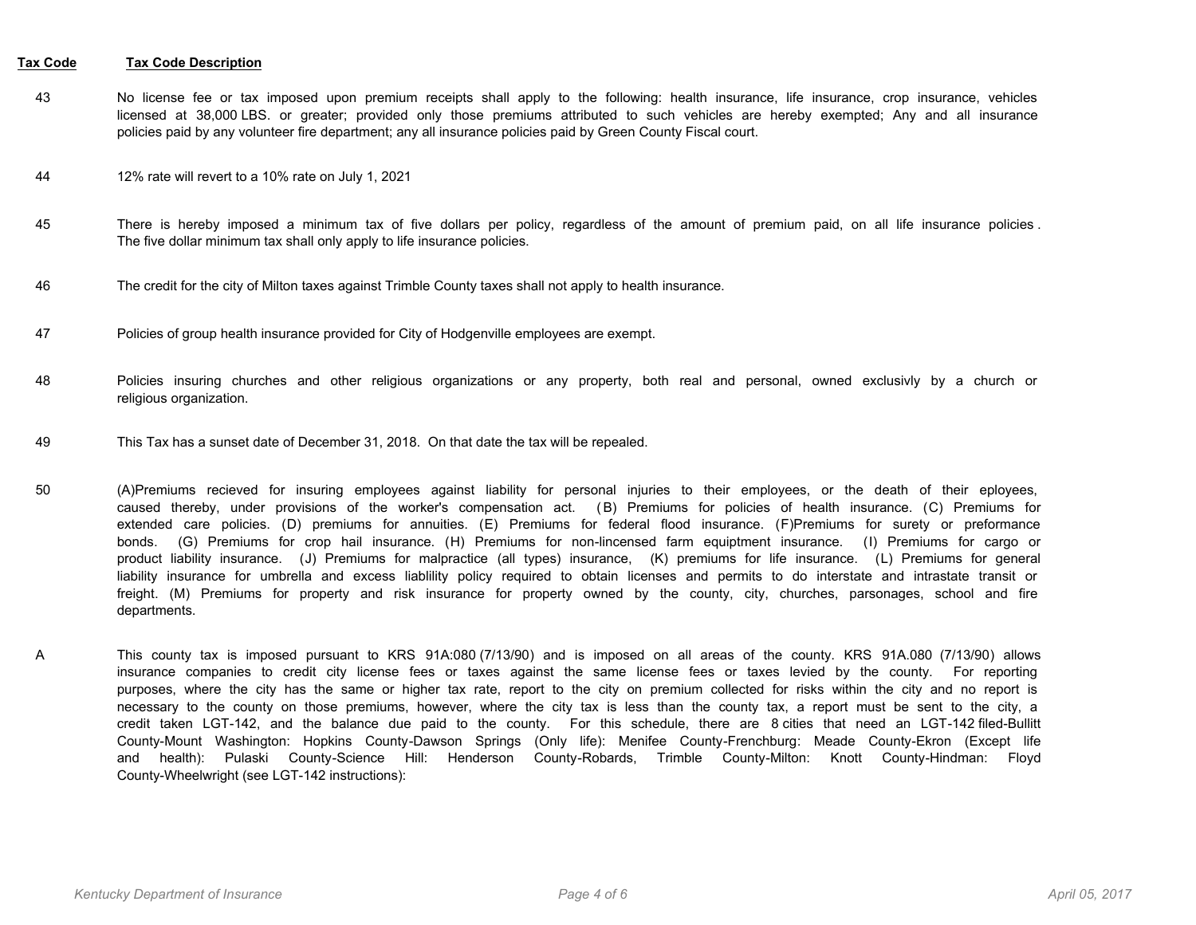| Tax Code | Tax Code Description |
|---|---|
| 43 | No license fee or tax imposed upon premium receipts shall apply to the following: health insurance, life insurance, crop insurance, vehicles licensed at 38,000 LBS. or greater; provided only those premiums attributed to such vehicles are hereby exempted; Any and all insurance policies paid by any volunteer fire department; any all insurance policies paid by Green County Fiscal court. |
| 44 | 12% rate will revert to a 10% rate on July 1, 2021 |
| 45 | There is hereby imposed a minimum tax of five dollars per policy, regardless of the amount of premium paid, on all life insurance policies . The five dollar minimum tax shall only apply to life insurance policies. |
| 46 | The credit for the city of Milton taxes against Trimble County taxes shall not apply to health insurance. |
| 47 | Policies of group health insurance provided for City of Hodgenville employees are exempt. |
| 48 | Policies insuring churches and other religious organizations or any property, both real and personal, owned exclusivly by a church or religious organization. |
| 49 | This Tax has a sunset date of December 31, 2018. On that date the tax will be repealed. |
| 50 | (A)Premiums recieved for insuring employees against liability for personal injuries to their employees, or the death of their eployees, caused thereby, under provisions of the worker's compensation act. (B) Premiums for policies of health insurance. (C) Premiums for extended care policies. (D) premiums for annuities. (E) Premiums for federal flood insurance. (F)Premiums for surety or preformance bonds. (G) Premiums for crop hail insurance. (H) Premiums for non-lincensed farm equiptment insurance. (I) Premiums for cargo or product liability insurance. (J) Premiums for malpractice (all types) insurance, (K) premiums for life insurance. (L) Premiums for general liability insurance for umbrella and excess liablility policy required to obtain licenses and permits to do interstate and intrastate transit or freight. (M) Premiums for property and risk insurance for property owned by the county, city, churches, parsonages, school and fire departments. |
| A | This county tax is imposed pursuant to KRS 91A:080 (7/13/90) and is imposed on all areas of the county. KRS 91A.080 (7/13/90) allows insurance companies to credit city license fees or taxes against the same license fees or taxes levied by the county. For reporting purposes, where the city has the same or higher tax rate, report to the city on premium collected for risks within the city and no report is necessary to the county on those premiums, however, where the city tax is less than the county tax, a report must be sent to the city, a credit taken LGT-142, and the balance due paid to the county. For this schedule, there are 8 cities that need an LGT-142 filed-Bullitt County-Mount Washington: Hopkins County-Dawson Springs (Only life): Menifee County-Frenchburg: Meade County-Ekron (Except life and health): Pulaski County-Science Hill: Henderson County-Robards, Trimble County-Milton: Knott County-Hindman: Floyd County-Wheelwright (see LGT-142 instructions): |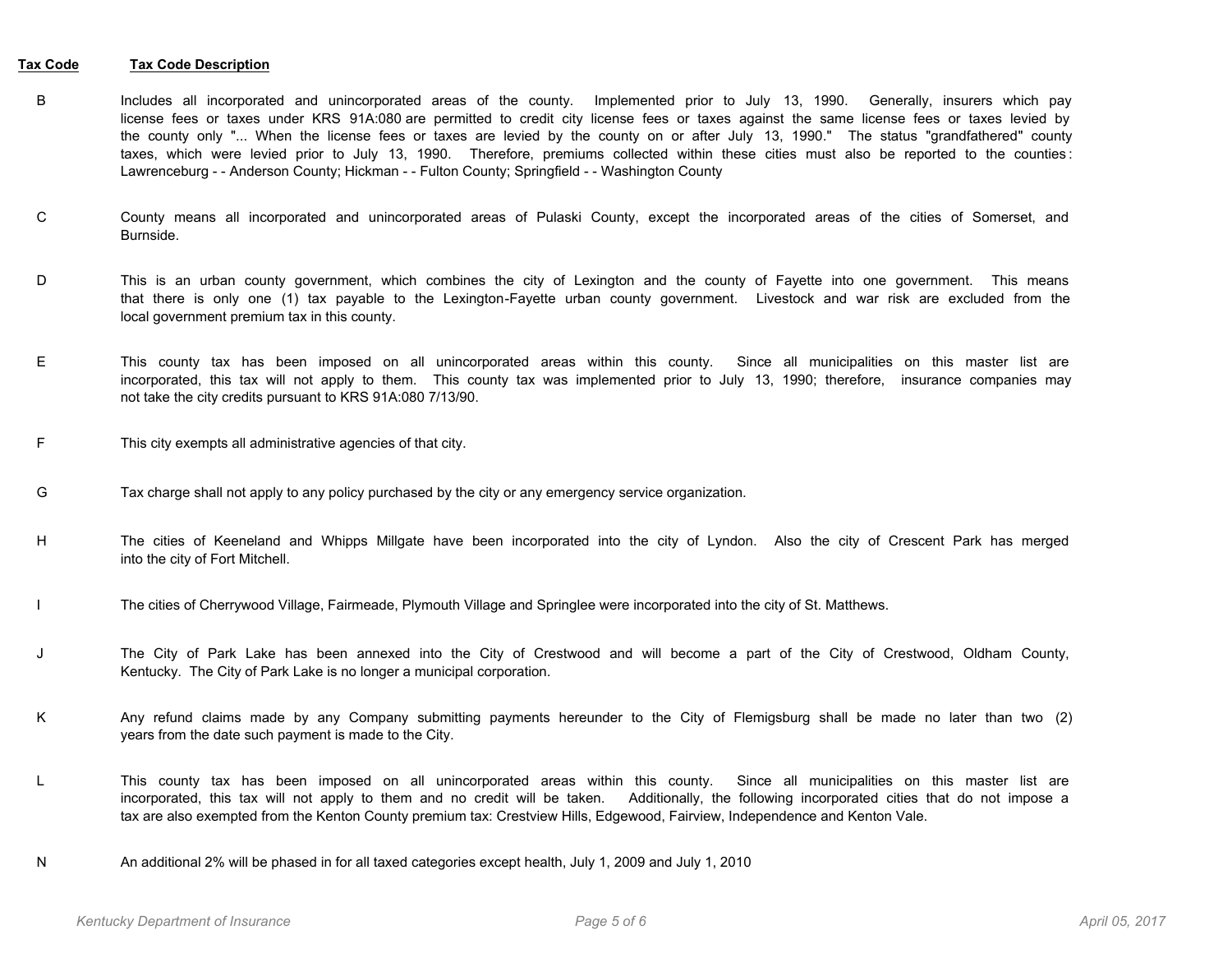| Tax Code | Tax Code Description |
|---|---|
| B | Includes all incorporated and unincorporated areas of the county. Implemented prior to July 13, 1990. Generally, insurers which pay license fees or taxes under KRS 91A:080 are permitted to credit city license fees or taxes against the same license fees or taxes levied by the county only "... When the license fees or taxes are levied by the county on or after July 13, 1990." The status "grandfathered" county taxes, which were levied prior to July 13, 1990. Therefore, premiums collected within these cities must also be reported to the counties: Lawrenceburg - - Anderson County; Hickman - - Fulton County; Springfield - - Washington County |
| C | County means all incorporated and unincorporated areas of Pulaski County, except the incorporated areas of the cities of Somerset, and Burnside. |
| D | This is an urban county government, which combines the city of Lexington and the county of Fayette into one government. This means that there is only one (1) tax payable to the Lexington-Fayette urban county government. Livestock and war risk are excluded from the local government premium tax in this county. |
| E | This county tax has been imposed on all unincorporated areas within this county. Since all municipalities on this master list are incorporated, this tax will not apply to them. This county tax was implemented prior to July 13, 1990; therefore, insurance companies may not take the city credits pursuant to KRS 91A:080 7/13/90. |
| F | This city exempts all administrative agencies of that city. |
| G | Tax charge shall not apply to any policy purchased by the city or any emergency service organization. |
| H | The cities of Keeneland and Whipps Millgate have been incorporated into the city of Lyndon. Also the city of Crescent Park has merged into the city of Fort Mitchell. |
| I | The cities of Cherrywood Village, Fairmeade, Plymouth Village and Springlee were incorporated into the city of St. Matthews. |
| J | The City of Park Lake has been annexed into the City of Crestwood and will become a part of the City of Crestwood, Oldham County, Kentucky. The City of Park Lake is no longer a municipal corporation. |
| K | Any refund claims made by any Company submitting payments hereunder to the City of Flemigsburg shall be made no later than two (2) years from the date such payment is made to the City. |
| L | This county tax has been imposed on all unincorporated areas within this county. Since all municipalities on this master list are incorporated, this tax will not apply to them and no credit will be taken. Additionally, the following incorporated cities that do not impose a tax are also exempted from the Kenton County premium tax: Crestview Hills, Edgewood, Fairview, Independence and Kenton Vale. |
| N | An additional 2% will be phased in for all taxed categories except health, July 1, 2009 and July 1, 2010 |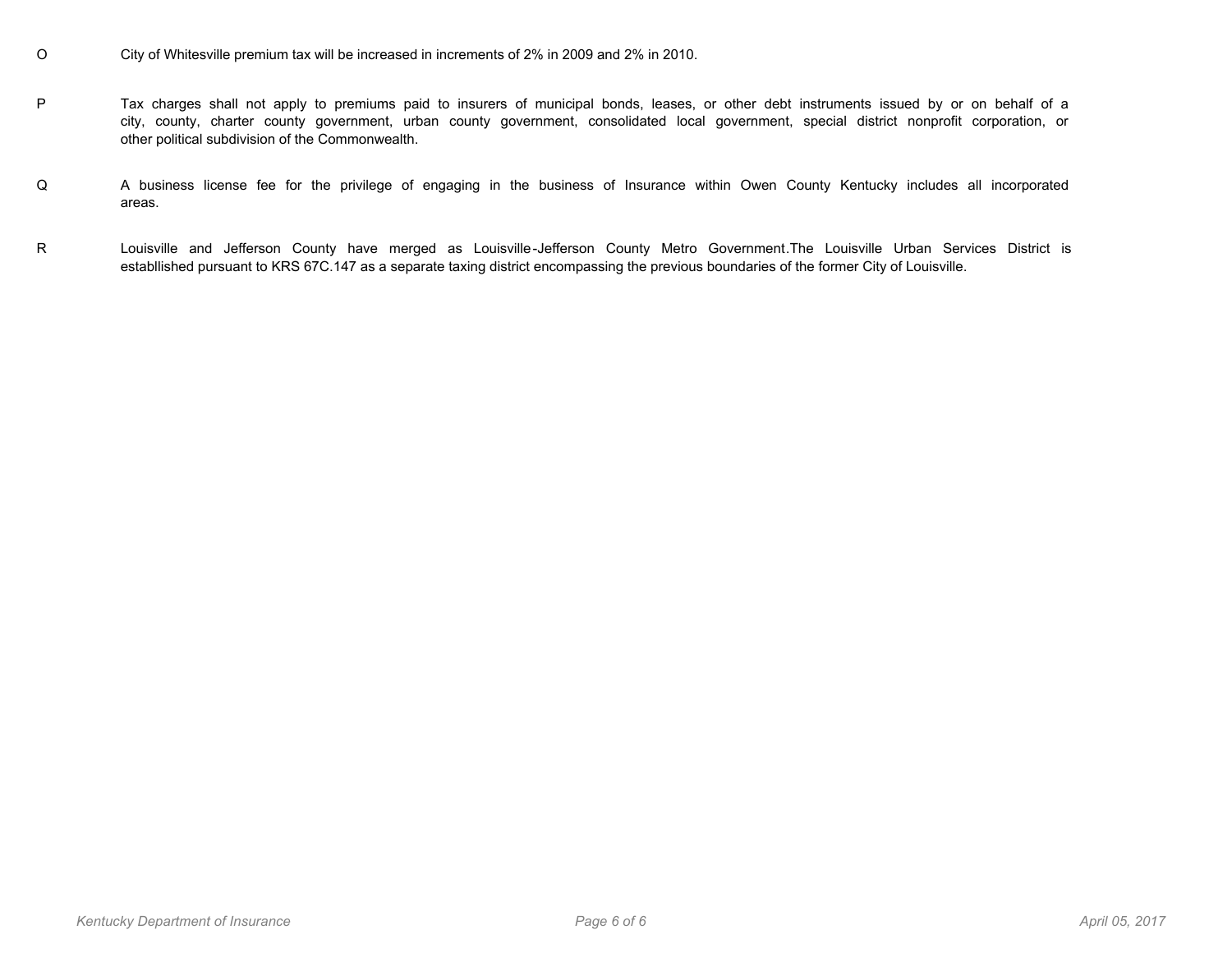O City of Whitesville premium tax will be increased in increments of 2% in 2009 and 2% in 2010.

P Tax charges shall not apply to premiums paid to insurers of municipal bonds, leases, or other debt instruments issued by or on behalf of a city, county, charter county government, urban county government, consolidated local government, special district nonprofit corporation, or other political subdivision of the Commonwealth.

Q A business license fee for the privilege of engaging in the business of Insurance within Owen County Kentucky includes all incorporated areas.

R Louisville and Jefferson County have merged as Louisville-Jefferson County Metro Government.The Louisville Urban Services District is establlished pursuant to KRS 67C.147 as a separate taxing district encompassing the previous boundaries of the former City of Louisville.